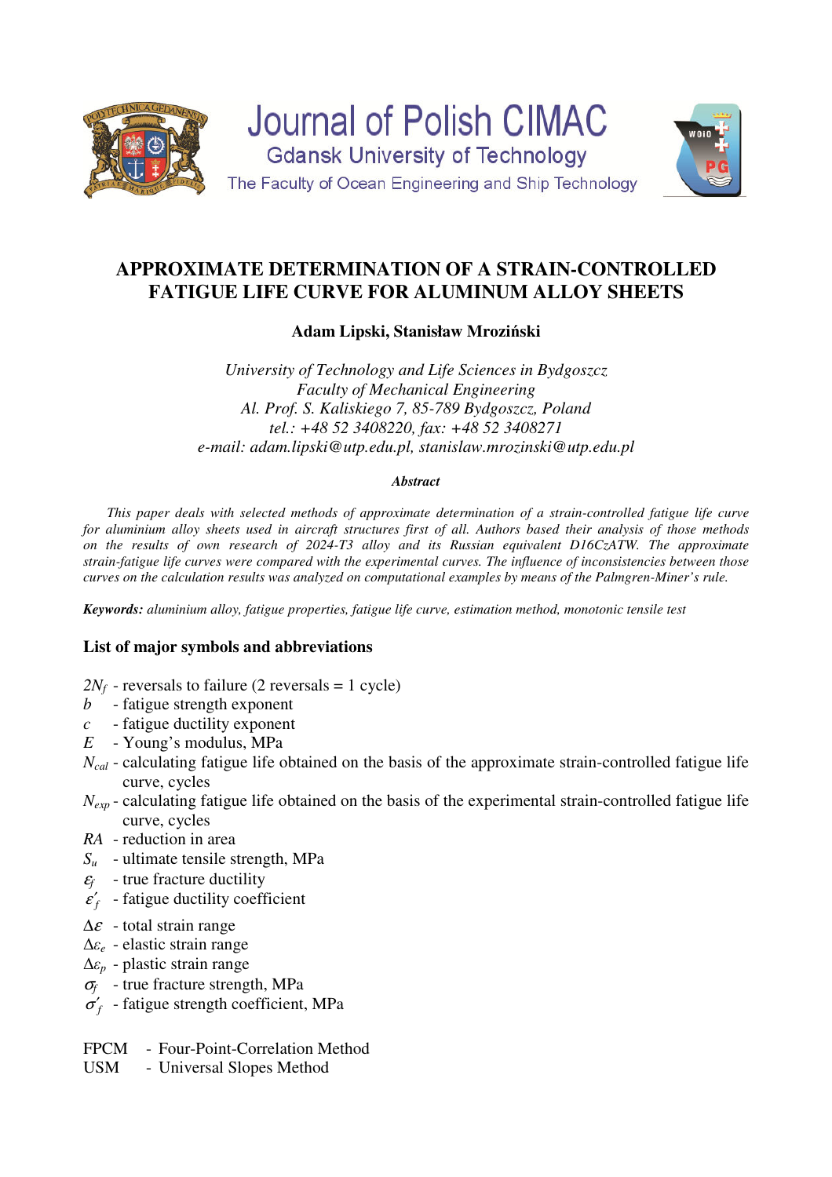# APPROXIMATE DETERMINATION OF A STRAIN-CONTROLLED FATIGUE LIFE CURVE FOR ALUMINUM ALLOY SHEETS

**Adam Lipski, Stanisław Mroziński**

*University of Technology and Life Sciences in Bydgoszcz*
*Faculty of Mechanical Engineering*
*Al. Prof. S. Kaliskiego 7, 85-789 Bydgoszcz, Poland*
*tel.: +48 52 3408220, fax: +48 52 3408271*
*e-mail: adam.lipski@utp.edu.pl, stanislaw.mrozinski@utp.edu.pl*

***Abstract***

*This paper deals with selected methods of approximate determination of a strain-controlled fatigue life curve for aluminium alloy sheets used in aircraft structures first of all. Authors based their analysis of those methods on the results of own research of 2024-T3 alloy and its Russian equivalent D16CzATW. The approximate strain-fatigue life curves were compared with the experimental curves. The influence of inconsistencies between those curves on the calculation results was analyzed on computational examples by means of the Palmgren-Miner's rule.*

***Keywords:*** *aluminium alloy, fatigue properties, fatigue life curve, estimation method, monotonic tensile test*

## List of major symbols and abbreviations

- $2N_f$ - reversals to failure (2 reversals = 1 cycle)
- $b$ - fatigue strength exponent
- $c$ - fatigue ductility exponent
- $E$ - Young's modulus, MPa
- $N_{cal}$ - calculating fatigue life obtained on the basis of the approximate strain-controlled fatigue life curve, cycles
- $N_{exp}$ - calculating fatigue life obtained on the basis of the experimental strain-controlled fatigue life curve, cycles
- $RA$ - reduction in area
- $S_u$ - ultimate tensile strength, MPa
- $\varepsilon_f$ - true fracture ductility
- $\varepsilon'_f$ - fatigue ductility coefficient
- $\Delta\varepsilon$ - total strain range
- $\Delta\varepsilon_e$ - elastic strain range
- $\Delta\varepsilon_p$ - plastic strain range
- $\sigma_f$ - true fracture strength, MPa
- $\sigma'_f$ - fatigue strength coefficient, MPa

- FPCM - Four-Point-Correlation Method
- USM - Universal Slopes Method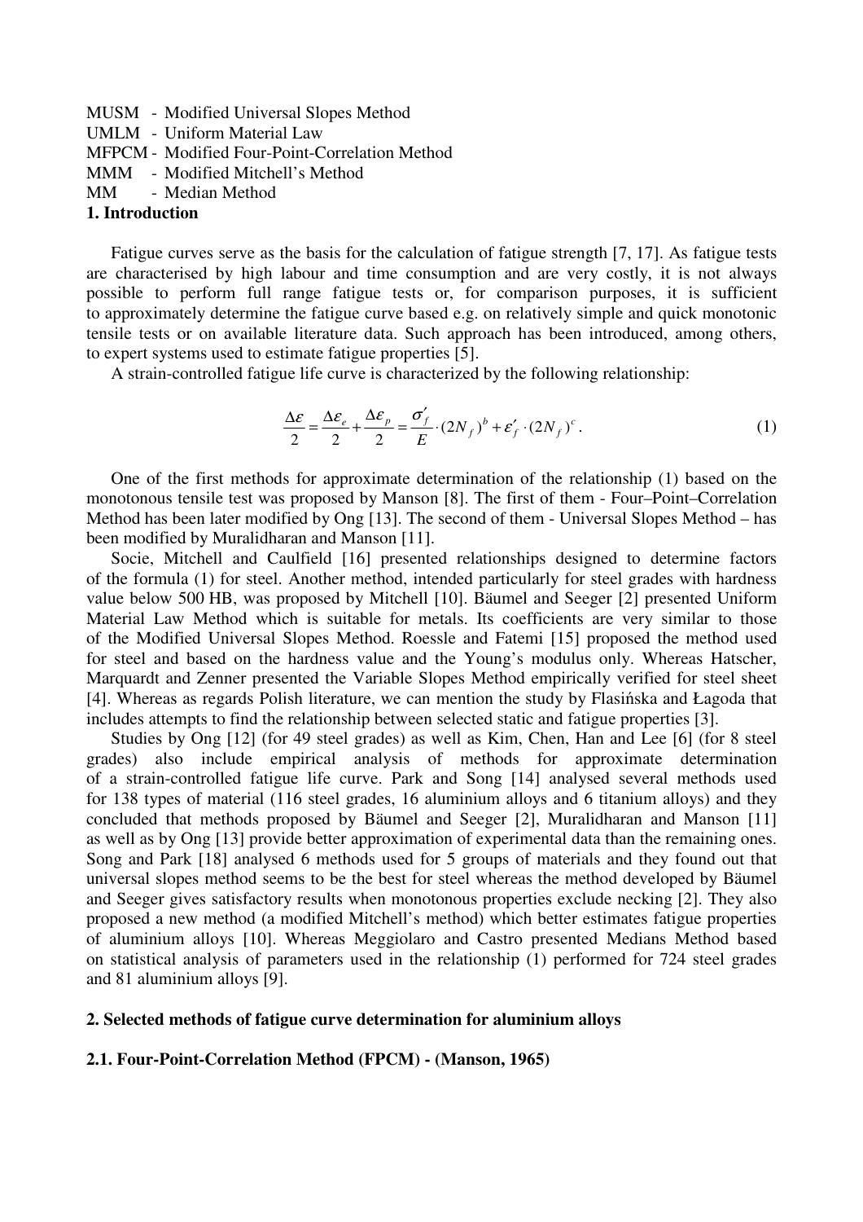MUSM - Modified Universal Slopes Method
UMLM - Uniform Material Law
MFPCM - Modified Four-Point-Correlation Method
MMM - Modified Mitchell's Method
MM - Median Method

## 1. Introduction

Fatigue curves serve as the basis for the calculation of fatigue strength [7, 17]. As fatigue tests are characterised by high labour and time consumption and are very costly, it is not always possible to perform full range fatigue tests or, for comparison purposes, it is sufficient to approximately determine the fatigue curve based e.g. on relatively simple and quick monotonic tensile tests or on available literature data. Such approach has been introduced, among others, to expert systems used to estimate fatigue properties [5].

A strain-controlled fatigue life curve is characterized by the following relationship:

$$\frac{\Delta\varepsilon}{2} = \frac{\Delta\varepsilon_e}{2} + \frac{\Delta\varepsilon_p}{2} = \frac{\sigma'_f}{E}\cdot(2N_f)^b + \varepsilon'_f\cdot(2N_f)^c. \tag{1}$$

One of the first methods for approximate determination of the relationship (1) based on the monotonous tensile test was proposed by Manson [8]. The first of them - Four–Point–Correlation Method has been later modified by Ong [13]. The second of them - Universal Slopes Method – has been modified by Muralidharan and Manson [11].

Socie, Mitchell and Caulfield [16] presented relationships designed to determine factors of the formula (1) for steel. Another method, intended particularly for steel grades with hardness value below 500 HB, was proposed by Mitchell [10]. Bäumel and Seeger [2] presented Uniform Material Law Method which is suitable for metals. Its coefficients are very similar to those of the Modified Universal Slopes Method. Roessle and Fatemi [15] proposed the method used for steel and based on the hardness value and the Young's modulus only. Whereas Hatscher, Marquardt and Zenner presented the Variable Slopes Method empirically verified for steel sheet [4]. Whereas as regards Polish literature, we can mention the study by Flasińska and Łagoda that includes attempts to find the relationship between selected static and fatigue properties [3].

Studies by Ong [12] (for 49 steel grades) as well as Kim, Chen, Han and Lee [6] (for 8 steel grades) also include empirical analysis of methods for approximate determination of a strain-controlled fatigue life curve. Park and Song [14] analysed several methods used for 138 types of material (116 steel grades, 16 aluminium alloys and 6 titanium alloys) and they concluded that methods proposed by Bäumel and Seeger [2], Muralidharan and Manson [11] as well as by Ong [13] provide better approximation of experimental data than the remaining ones. Song and Park [18] analysed 6 methods used for 5 groups of materials and they found out that universal slopes method seems to be the best for steel whereas the method developed by Bäumel and Seeger gives satisfactory results when monotonous properties exclude necking [2]. They also proposed a new method (a modified Mitchell's method) which better estimates fatigue properties of aluminium alloys [10]. Whereas Meggiolaro and Castro presented Medians Method based on statistical analysis of parameters used in the relationship (1) performed for 724 steel grades and 81 aluminium alloys [9].

## 2. Selected methods of fatigue curve determination for aluminium alloys

### 2.1. Four-Point-Correlation Method (FPCM) - (Manson, 1965)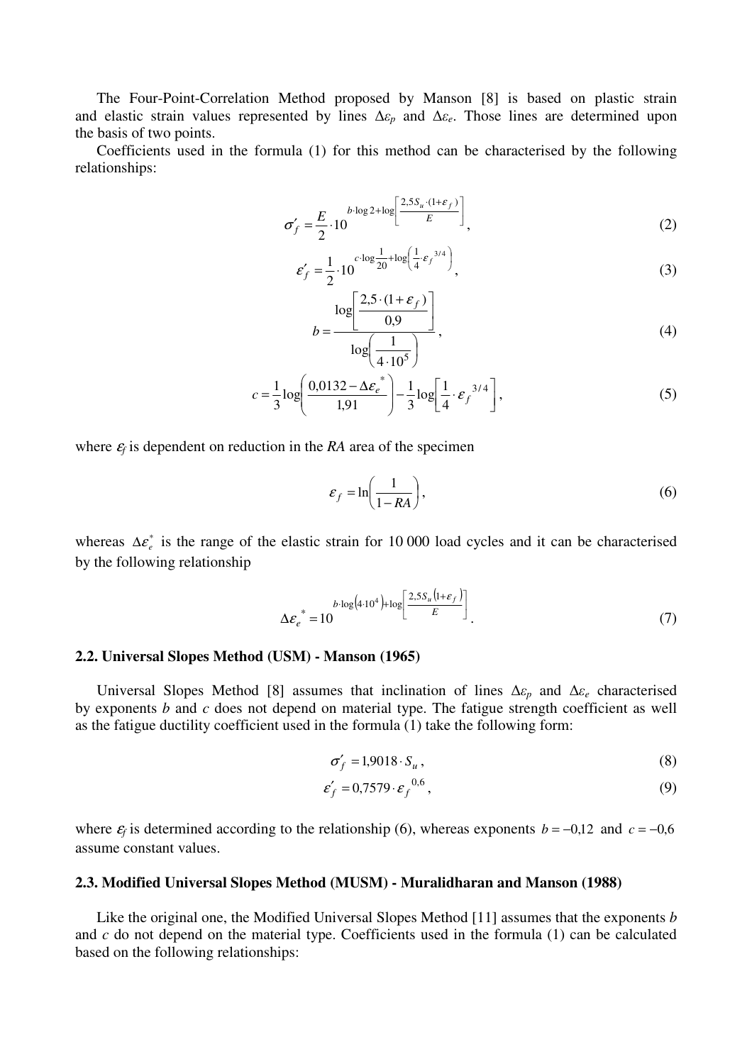The Four-Point-Correlation Method proposed by Manson [8] is based on plastic strain and elastic strain values represented by lines $\Delta\varepsilon_p$ and $\Delta\varepsilon_e$. Those lines are determined upon the basis of two points.

Coefficients used in the formula (1) for this method can be characterised by the following relationships:

$$\sigma'_f = \frac{E}{2} \cdot 10^{b \cdot \log 2 + \log\left[\frac{2,5 S_u \cdot (1+\varepsilon_f)}{E}\right]}, \tag{2}$$

$$\varepsilon'_f = \frac{1}{2} \cdot 10^{c \cdot \log\frac{1}{20} + \log\left(\frac{1}{4} \cdot \varepsilon_f^{\;3/4}\right)}, \tag{3}$$

$$b = \frac{\log\left[\frac{2,5 \cdot (1+\varepsilon_f)}{0,9}\right]}{\log\left(\frac{1}{4 \cdot 10^5}\right)}, \tag{4}$$

$$c = \frac{1}{3}\log\left(\frac{0,0132 - \Delta\varepsilon_e^{\;*}}{1,91}\right) - \frac{1}{3}\log\left[\frac{1}{4} \cdot \varepsilon_f^{\;3/4}\right], \tag{5}$$

where $\varepsilon_f$ is dependent on reduction in the *RA* area of the specimen

$$\varepsilon_f = \ln\left(\frac{1}{1 - RA}\right), \tag{6}$$

whereas $\Delta\varepsilon_e^*$ is the range of the elastic strain for 10 000 load cycles and it can be characterised by the following relationship

$$\Delta\varepsilon_e^{\;*} = 10^{b \cdot \log\left(4 \cdot 10^4\right) + \log\left[\frac{2,5 S_u \left(1+\varepsilon_f\right)}{E}\right]}. \tag{7}$$

### 2.2. Universal Slopes Method (USM) - Manson (1965)

Universal Slopes Method [8] assumes that inclination of lines $\Delta\varepsilon_p$ and $\Delta\varepsilon_e$ characterised by exponents *b* and *c* does not depend on material type. The fatigue strength coefficient as well as the fatigue ductility coefficient used in the formula (1) take the following form:

$$\sigma'_f = 1,9018 \cdot S_u, \tag{8}$$

$$\varepsilon'_f = 0,7579 \cdot \varepsilon_f^{\;0,6}, \tag{9}$$

where $\varepsilon_f$ is determined according to the relationship (6), whereas exponents $b = -0,12$ and $c = -0,6$ assume constant values.

### 2.3. Modified Universal Slopes Method (MUSM) - Muralidharan and Manson (1988)

Like the original one, the Modified Universal Slopes Method [11] assumes that the exponents *b* and *c* do not depend on the material type. Coefficients used in the formula (1) can be calculated based on the following relationships: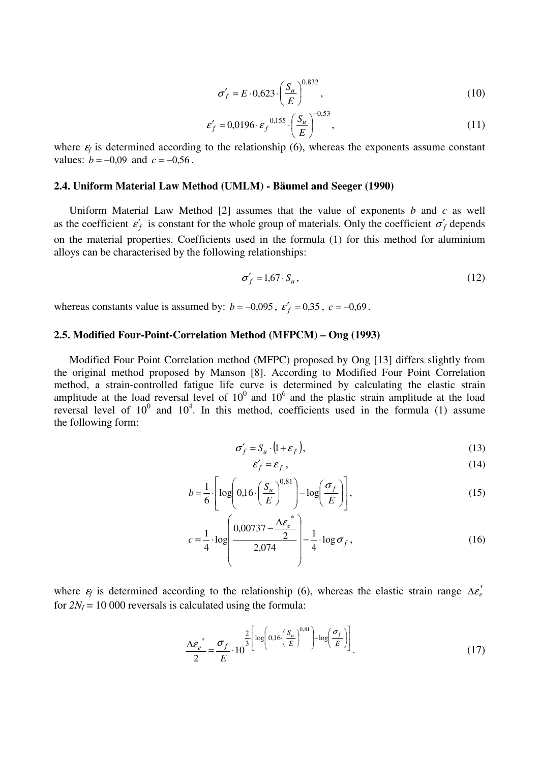$$\sigma'_f = E \cdot 0{,}623 \cdot \left( \frac{S_u}{E} \right)^{0{,}832}, \tag{10}$$

$$\varepsilon'_f = 0{,}0196 \cdot \varepsilon_f^{\;0{,}155} \cdot \left( \frac{S_u}{E} \right)^{-0{,}53}, \tag{11}$$

where $\varepsilon_f$ is determined according to the relationship (6), whereas the exponents assume constant values: $b = -0{,}09$ and $c = -0{,}56$.

### 2.4. Uniform Material Law Method (UMLM) - Bäumel and Seeger (1990)

Uniform Material Law Method [2] assumes that the value of exponents *b* and *c* as well as the coefficient $\varepsilon'_f$ is constant for the whole group of materials. Only the coefficient $\sigma'_f$ depends on the material properties. Coefficients used in the formula (1) for this method for aluminium alloys can be characterised by the following relationships:

$$\sigma'_f = 1{,}67 \cdot S_u, \tag{12}$$

whereas constants value is assumed by: $b = -0{,}095$, $\varepsilon'_f = 0{,}35$, $c = -0{,}69$.

### 2.5. Modified Four-Point-Correlation Method (MFPCM) – Ong (1993)

Modified Four Point Correlation method (MFPC) proposed by Ong [13] differs slightly from the original method proposed by Manson [8]. According to Modified Four Point Correlation method, a strain-controlled fatigue life curve is determined by calculating the elastic strain amplitude at the load reversal level of $10^0$ and $10^6$ and the plastic strain amplitude at the load reversal level of $10^0$ and $10^4$. In this method, coefficients used in the formula (1) assume the following form:

$$\sigma'_f = S_u \cdot \left(1 + \varepsilon_f\right), \tag{13}$$

$$\varepsilon'_f = \varepsilon_f, \tag{14}$$

$$b = \frac{1}{6} \cdot \left[ \log\left( 0{,}16 \cdot \left( \frac{S_u}{E} \right)^{0{,}81} \right) - \log\left( \frac{\sigma_f}{E} \right) \right], \tag{15}$$

$$c = \frac{1}{4} \cdot \log\left( \frac{0{,}00737 - \dfrac{\Delta\varepsilon_e^{\,*}}{2}}{2{,}074} \right) - \frac{1}{4} \cdot \log \sigma_f, \tag{16}$$

where $\varepsilon_f$ is determined according to the relationship (6), whereas the elastic strain range $\Delta\varepsilon_e^*$ for $2N_f = 10\,000$ reversals is calculated using the formula:

$$\frac{\Delta\varepsilon_e^{\,*}}{2} = \frac{\sigma_f}{E} \cdot 10^{\frac{2}{3} \cdot \left[ \log\left( 0{,}16 \cdot \left( \frac{S_u}{E} \right)^{0{,}81} \right) - \log\left( \frac{\sigma_f}{E} \right) \right]}. \tag{17}$$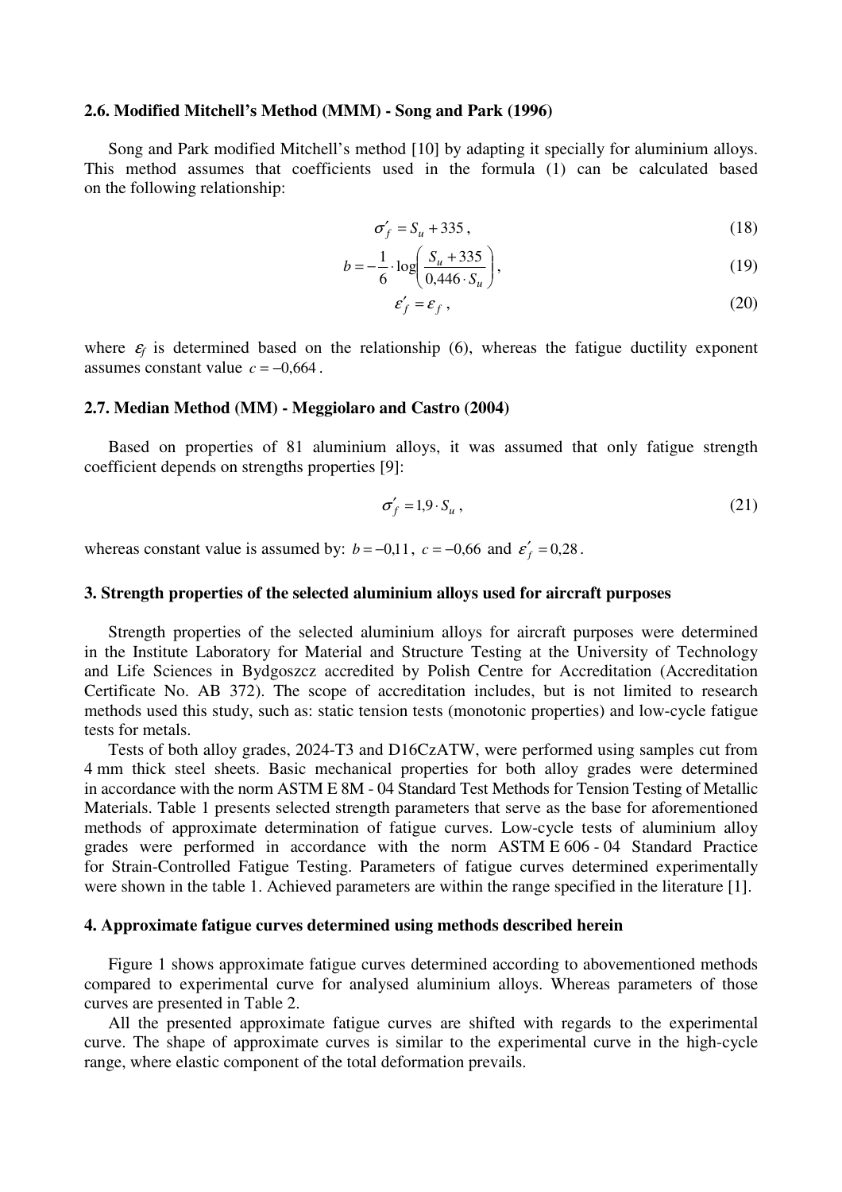### 2.6. Modified Mitchell's Method (MMM) - Song and Park (1996)

Song and Park modified Mitchell's method [10] by adapting it specially for aluminium alloys. This method assumes that coefficients used in the formula (1) can be calculated based on the following relationship:

$$\sigma'_f = S_u + 335\,, \tag{18}$$

$$b = -\frac{1}{6}\cdot\log\left(\frac{S_u + 335}{0{,}446\cdot S_u}\right), \tag{19}$$

$$\varepsilon'_f = \varepsilon_f\,, \tag{20}$$

where $\varepsilon_f$ is determined based on the relationship (6), whereas the fatigue ductility exponent assumes constant value $c = -0{,}664$.

### 2.7. Median Method (MM) - Meggiolaro and Castro (2004)

Based on properties of 81 aluminium alloys, it was assumed that only fatigue strength coefficient depends on strengths properties [9]:

$$\sigma'_f = 1{,}9\cdot S_u\,, \tag{21}$$

whereas constant value is assumed by: $b = -0{,}11$, $c = -0{,}66$ and $\varepsilon'_f = 0{,}28$.

## 3. Strength properties of the selected aluminium alloys used for aircraft purposes

Strength properties of the selected aluminium alloys for aircraft purposes were determined in the Institute Laboratory for Material and Structure Testing at the University of Technology and Life Sciences in Bydgoszcz accredited by Polish Centre for Accreditation (Accreditation Certificate No. AB 372). The scope of accreditation includes, but is not limited to research methods used this study, such as: static tension tests (monotonic properties) and low-cycle fatigue tests for metals.

Tests of both alloy grades, 2024-T3 and D16CzATW, were performed using samples cut from 4 mm thick steel sheets. Basic mechanical properties for both alloy grades were determined in accordance with the norm ASTM E 8M - 04 Standard Test Methods for Tension Testing of Metallic Materials. Table 1 presents selected strength parameters that serve as the base for aforementioned methods of approximate determination of fatigue curves. Low-cycle tests of aluminium alloy grades were performed in accordance with the norm ASTM E 606 - 04 Standard Practice for Strain-Controlled Fatigue Testing. Parameters of fatigue curves determined experimentally were shown in the table 1. Achieved parameters are within the range specified in the literature [1].

## 4. Approximate fatigue curves determined using methods described herein

Figure 1 shows approximate fatigue curves determined according to abovementioned methods compared to experimental curve for analysed aluminium alloys. Whereas parameters of those curves are presented in Table 2.

All the presented approximate fatigue curves are shifted with regards to the experimental curve. The shape of approximate curves is similar to the experimental curve in the high-cycle range, where elastic component of the total deformation prevails.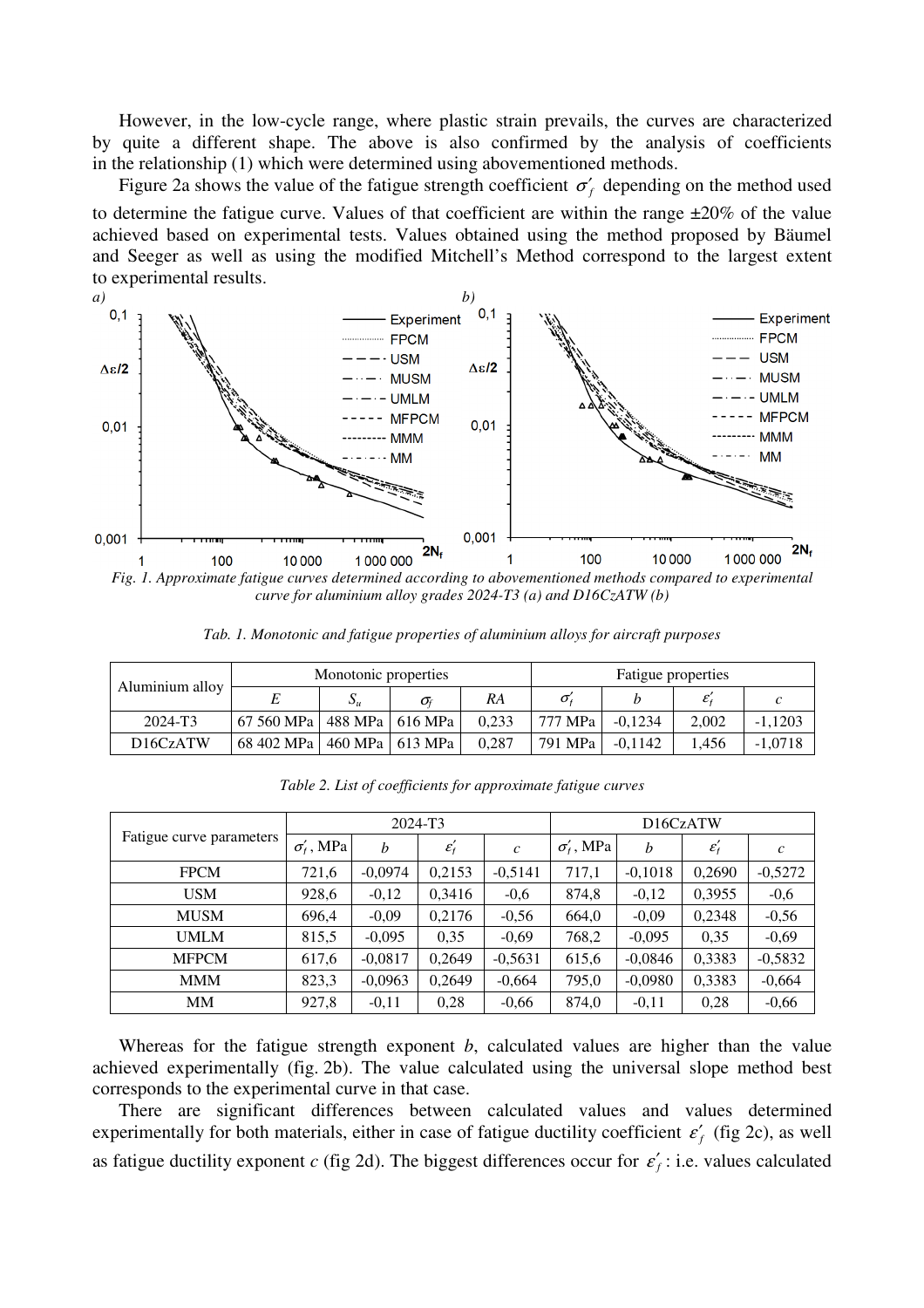However, in the low-cycle range, where plastic strain prevails, the curves are characterized by quite a different shape. The above is also confirmed by the analysis of coefficients in the relationship (1) which were determined using abovementioned methods.

Figure 2a shows the value of the fatigue strength coefficient $\sigma'_f$ depending on the method used to determine the fatigue curve. Values of that coefficient are within the range ±20% of the value achieved based on experimental tests. Values obtained using the method proposed by Bäumel and Seeger as well as using the modified Mitchell's Method correspond to the largest extent to experimental results.

*Fig. 1. Approximate fatigue curves determined according to abovementioned methods compared to experimental curve for aluminium alloy grades 2024-T3 (a) and D16CzATW (b)*

*Tab. 1. Monotonic and fatigue properties of aluminium alloys for aircraft purposes*

| Aluminium alloy | Monotonic properties | | | | Fatigue properties | | | |
|---|---|---|---|---|---|---|---|---|
| | $E$ | $S_u$ | $\sigma_f$ | $RA$ | $\sigma'_f$ | $b$ | $\varepsilon'_f$ | $c$ |
| 2024-T3 | 67 560 MPa | 488 MPa | 616 MPa | 0,233 | 777 MPa | -0,1234 | 2,002 | -1,1203 |
| D16CzATW | 68 402 MPa | 460 MPa | 613 MPa | 0,287 | 791 MPa | -0,1142 | 1,456 | -1,0718 |

*Table 2. List of coefficients for approximate fatigue curves*

| Fatigue curve parameters | 2024-T3 | | | | D16CzATW | | | |
|---|---|---|---|---|---|---|---|---|
| | $\sigma'_f$, MPa | $b$ | $\varepsilon'_f$ | $c$ | $\sigma'_f$, MPa | $b$ | $\varepsilon'_f$ | $c$ |
| FPCM | 721,6 | -0,0974 | 0,2153 | -0,5141 | 717,1 | -0,1018 | 0,2690 | -0,5272 |
| USM | 928,6 | -0,12 | 0,3416 | -0,6 | 874,8 | -0,12 | 0,3955 | -0,6 |
| MUSM | 696,4 | -0,09 | 0,2176 | -0,56 | 664,0 | -0,09 | 0,2348 | -0,56 |
| UMLM | 815,5 | -0,095 | 0,35 | -0,69 | 768,2 | -0,095 | 0,35 | -0,69 |
| MFPCM | 617,6 | -0,0817 | 0,2649 | -0,5631 | 615,6 | -0,0846 | 0,3383 | -0,5832 |
| MMM | 823,3 | -0,0963 | 0,2649 | -0,664 | 795,0 | -0,0980 | 0,3383 | -0,664 |
| MM | 927,8 | -0,11 | 0,28 | -0,66 | 874,0 | -0,11 | 0,28 | -0,66 |

Whereas for the fatigue strength exponent $b$, calculated values are higher than the value achieved experimentally (fig. 2b). The value calculated using the universal slope method best corresponds to the experimental curve in that case.

There are significant differences between calculated values and values determined experimentally for both materials, either in case of fatigue ductility coefficient $\varepsilon'_f$ (fig 2c), as well as fatigue ductility exponent $c$ (fig 2d). The biggest differences occur for $\varepsilon'_f$: i.e. values calculated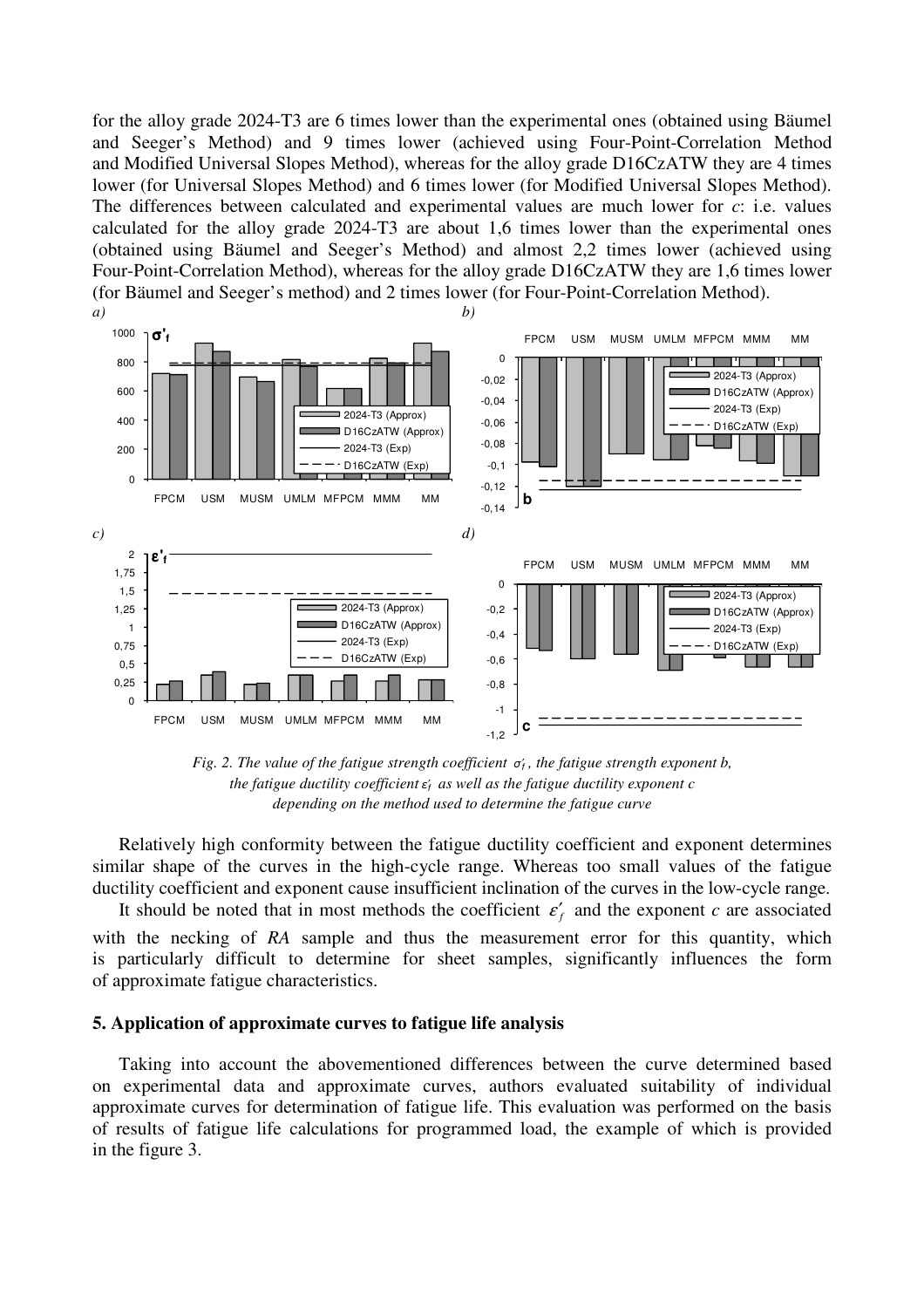for the alloy grade 2024-T3 are 6 times lower than the experimental ones (obtained using Bäumel and Seeger's Method) and 9 times lower (achieved using Four-Point-Correlation Method and Modified Universal Slopes Method), whereas for the alloy grade D16CzATW they are 4 times lower (for Universal Slopes Method) and 6 times lower (for Modified Universal Slopes Method). The differences between calculated and experimental values are much lower for *c*: i.e. values calculated for the alloy grade 2024-T3 are about 1,6 times lower than the experimental ones (obtained using Bäumel and Seeger's Method) and almost 2,2 times lower (achieved using Four-Point-Correlation Method), whereas for the alloy grade D16CzATW they are 1,6 times lower (for Bäumel and Seeger's method) and 2 times lower (for Four-Point-Correlation Method).

*Fig. 2. The value of the fatigue strength coefficient $\sigma'_f$, the fatigue strength exponent b, the fatigue ductility coefficient $\varepsilon'_f$ as well as the fatigue ductility exponent c depending on the method used to determine the fatigue curve*

Relatively high conformity between the fatigue ductility coefficient and exponent determines similar shape of the curves in the high-cycle range. Whereas too small values of the fatigue ductility coefficient and exponent cause insufficient inclination of the curves in the low-cycle range.

It should be noted that in most methods the coefficient $\varepsilon'_f$ and the exponent *c* are associated with the necking of *RA* sample and thus the measurement error for this quantity, which is particularly difficult to determine for sheet samples, significantly influences the form of approximate fatigue characteristics.

## 5. Application of approximate curves to fatigue life analysis

Taking into account the abovementioned differences between the curve determined based on experimental data and approximate curves, authors evaluated suitability of individual approximate curves for determination of fatigue life. This evaluation was performed on the basis of results of fatigue life calculations for programmed load, the example of which is provided in the figure 3.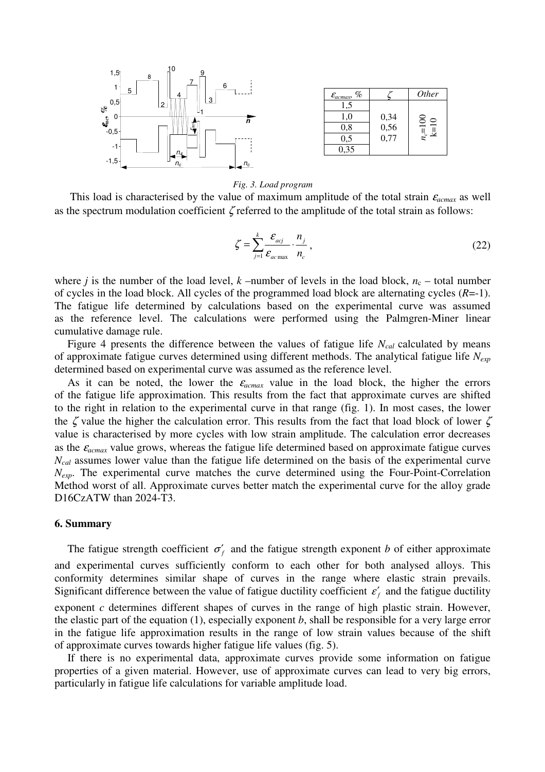| $\varepsilon_{acmax}$, % | $\zeta$ | Other |
|---|---|---|
| 1,5 | | |
| 1,0 | 0,34 | $n_c$=100 |
| 0,8 | 0,56 | k=10 |
| 0,5 | 0,77 | |
| 0,35 | | |

*Fig. 3. Load program*

This load is characterised by the value of maximum amplitude of the total strain $\varepsilon_{acmax}$ as well as the spectrum modulation coefficient $\zeta$ referred to the amplitude of the total strain as follows:

$$\zeta = \sum_{j=1}^{k} \frac{\varepsilon_{acj}}{\varepsilon_{ac\max}} \cdot \frac{n_j}{n_c}, \tag{22}$$

where $j$ is the number of the load level, $k$ –number of levels in the load block, $n_c$ – total number of cycles in the load block. All cycles of the programmed load block are alternating cycles ($R$=-1). The fatigue life determined by calculations based on the experimental curve was assumed as the reference level. The calculations were performed using the Palmgren-Miner linear cumulative damage rule.

Figure 4 presents the difference between the values of fatigue life $N_{cal}$ calculated by means of approximate fatigue curves determined using different methods. The analytical fatigue life $N_{exp}$ determined based on experimental curve was assumed as the reference level.

As it can be noted, the lower the $\varepsilon_{acmax}$ value in the load block, the higher the errors of the fatigue life approximation. This results from the fact that approximate curves are shifted to the right in relation to the experimental curve in that range (fig. 1). In most cases, the lower the $\zeta$ value the higher the calculation error. This results from the fact that load block of lower $\zeta$ value is characterised by more cycles with low strain amplitude. The calculation error decreases as the $\varepsilon_{acmax}$ value grows, whereas the fatigue life determined based on approximate fatigue curves $N_{cal}$ assumes lower value than the fatigue life determined on the basis of the experimental curve $N_{exp}$. The experimental curve matches the curve determined using the Four-Point-Correlation Method worst of all. Approximate curves better match the experimental curve for the alloy grade D16CzATW than 2024-T3.

## 6. Summary

The fatigue strength coefficient $\sigma'_f$ and the fatigue strength exponent $b$ of either approximate and experimental curves sufficiently conform to each other for both analysed alloys. This conformity determines similar shape of curves in the range where elastic strain prevails. Significant difference between the value of fatigue ductility coefficient $\varepsilon'_f$ and the fatigue ductility exponent $c$ determines different shapes of curves in the range of high plastic strain. However, the elastic part of the equation (1), especially exponent $b$, shall be responsible for a very large error in the fatigue life approximation results in the range of low strain values because of the shift of approximate curves towards higher fatigue life values (fig. 5).

If there is no experimental data, approximate curves provide some information on fatigue properties of a given material. However, use of approximate curves can lead to very big errors, particularly in fatigue life calculations for variable amplitude load.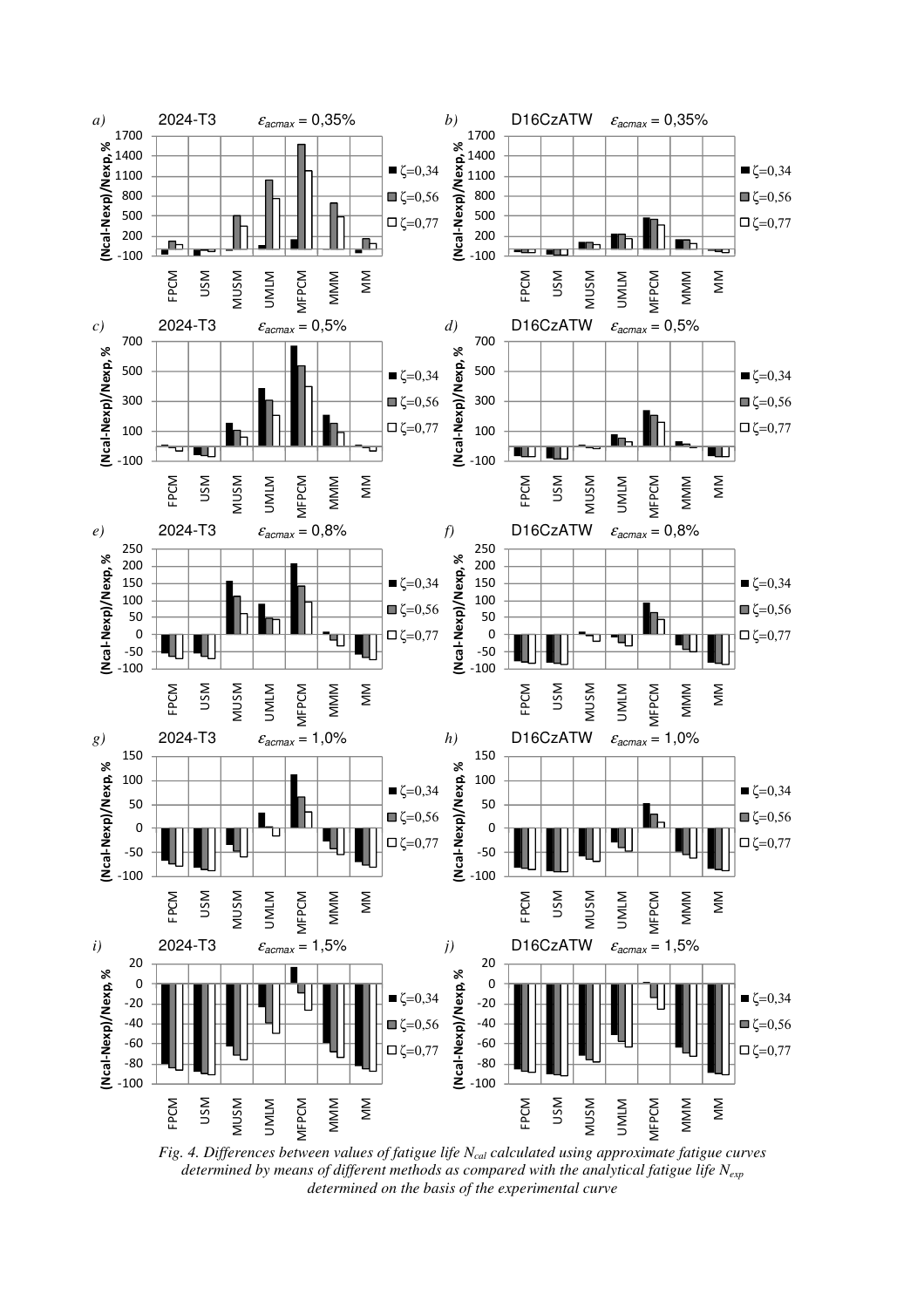*Fig. 4. Differences between values of fatigue life $N_{cal}$ calculated using approximate fatigue curves determined by means of different methods as compared with the analytical fatigue life $N_{exp}$ determined on the basis of the experimental curve*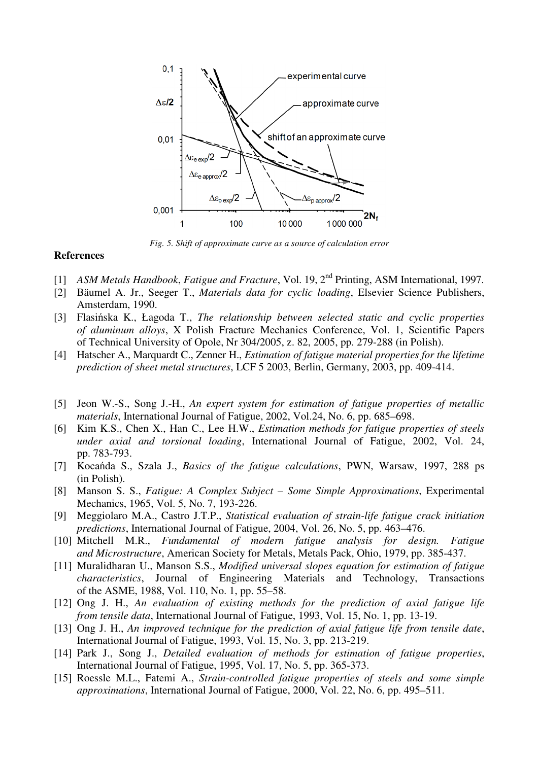*Fig. 5. Shift of approximate curve as a source of calculation error*

**References**

[1] *ASM Metals Handbook*, *Fatigue and Fracture*, Vol. 19, 2nd Printing, ASM International, 1997.
[2] Bäumel A. Jr., Seeger T., *Materials data for cyclic loading*, Elsevier Science Publishers, Amsterdam, 1990.
[3] Flasińska K., Łagoda T., *The relationship between selected static and cyclic properties of aluminum alloys*, X Polish Fracture Mechanics Conference, Vol. 1, Scientific Papers of Technical University of Opole, Nr 304/2005, z. 82, 2005, pp. 279-288 (in Polish).
[4] Hatscher A., Marquardt C., Zenner H., *Estimation of fatigue material properties for the lifetime prediction of sheet metal structures*, LCF 5 2003, Berlin, Germany, 2003, pp. 409-414.
[5] Jeon W.-S., Song J.-H., *An expert system for estimation of fatigue properties of metallic materials*, International Journal of Fatigue, 2002, Vol.24, No. 6, pp. 685–698.
[6] Kim K.S., Chen X., Han C., Lee H.W., *Estimation methods for fatigue properties of steels under axial and torsional loading*, International Journal of Fatigue, 2002, Vol. 24, pp. 783-793.
[7] Kocańda S., Szala J., *Basics of the fatigue calculations*, PWN, Warsaw, 1997, 288 ps (in Polish).
[8] Manson S. S., *Fatigue: A Complex Subject – Some Simple Approximations*, Experimental Mechanics, 1965, Vol. 5, No. 7, 193-226.
[9] Meggiolaro M.A., Castro J.T.P., *Statistical evaluation of strain-life fatigue crack initiation predictions*, International Journal of Fatigue, 2004, Vol. 26, No. 5, pp. 463–476.
[10] Mitchell M.R., *Fundamental of modern fatigue analysis for design. Fatigue and Microstructure*, American Society for Metals, Metals Pack, Ohio, 1979, pp. 385-437.
[11] Muralidharan U., Manson S.S., *Modified universal slopes equation for estimation of fatigue characteristics*, Journal of Engineering Materials and Technology, Transactions of the ASME, 1988, Vol. 110, No. 1, pp. 55–58.
[12] Ong J. H., *An evaluation of existing methods for the prediction of axial fatigue life from tensile data*, International Journal of Fatigue, 1993, Vol. 15, No. 1, pp. 13-19.
[13] Ong J. H., *An improved technique for the prediction of axial fatigue life from tensile date*, International Journal of Fatigue, 1993, Vol. 15, No. 3, pp. 213-219.
[14] Park J., Song J., *Detailed evaluation of methods for estimation of fatigue properties*, International Journal of Fatigue, 1995, Vol. 17, No. 5, pp. 365-373.
[15] Roessle M.L., Fatemi A., *Strain-controlled fatigue properties of steels and some simple approximations*, International Journal of Fatigue, 2000, Vol. 22, No. 6, pp. 495–511.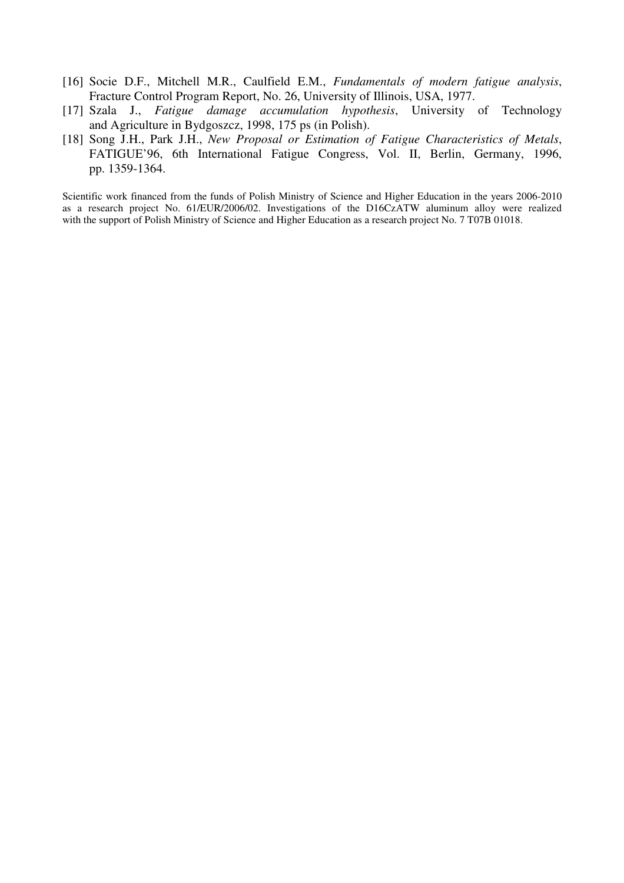[16] Socie D.F., Mitchell M.R., Caulfield E.M., *Fundamentals of modern fatigue analysis*, Fracture Control Program Report, No. 26, University of Illinois, USA, 1977.

[17] Szala J., *Fatigue damage accumulation hypothesis*, University of Technology and Agriculture in Bydgoszcz, 1998, 175 ps (in Polish).

[18] Song J.H., Park J.H., *New Proposal or Estimation of Fatigue Characteristics of Metals*, FATIGUE'96, 6th International Fatigue Congress, Vol. II, Berlin, Germany, 1996, pp. 1359-1364.

Scientific work financed from the funds of Polish Ministry of Science and Higher Education in the years 2006-2010 as a research project No. 61/EUR/2006/02. Investigations of the D16CzATW aluminum alloy were realized with the support of Polish Ministry of Science and Higher Education as a research project No. 7 T07B 01018.